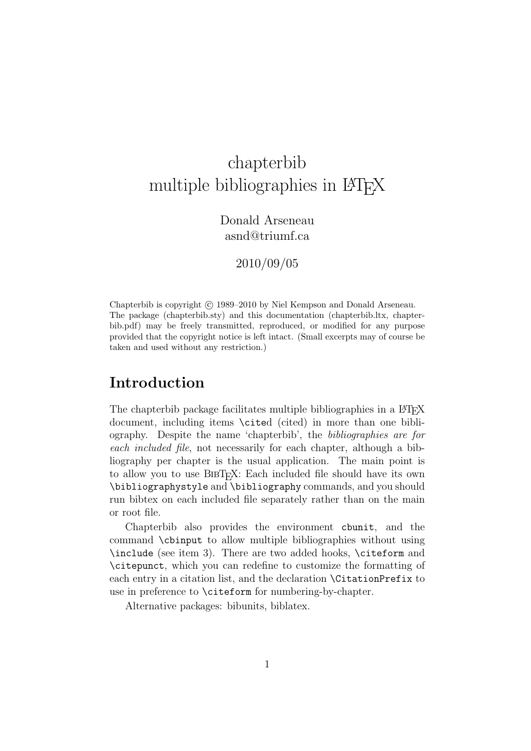# chapterbib
# multiple bibliographies in LaTeX

Donald Arseneau
asnd@triumf.ca

2010/09/05

Chapterbib is copyright © 1989–2010 by Niel Kempson and Donald Arseneau. The package (chapterbib.sty) and this documentation (chapterbib.ltx, chapterbib.pdf) may be freely transmitted, reproduced, or modified for any purpose provided that the copyright notice is left intact. (Small excerpts may of course be taken and used without any restriction.)

## Introduction

The chapterbib package facilitates multiple bibliographies in a LaTeX document, including items `\cite`d (cited) in more than one bibliography. Despite the name 'chapterbib', the *bibliographies are for each included file*, not necessarily for each chapter, although a bibliography per chapter is the usual application. The main point is to allow you to use BibTeX: Each included file should have its own `\bibliographystyle` and `\bibliography` commands, and you should run bibtex on each included file separately rather than on the main or root file.

Chapterbib also provides the environment `cbunit`, and the command `\cbinput` to allow multiple bibliographies without using `\include` (see item 3). There are two added hooks, `\citeform` and `\citepunct`, which you can redefine to customize the formatting of each entry in a citation list, and the declaration `\CitationPrefix` to use in preference to `\citeform` for numbering-by-chapter.

Alternative packages: bibunits, biblatex.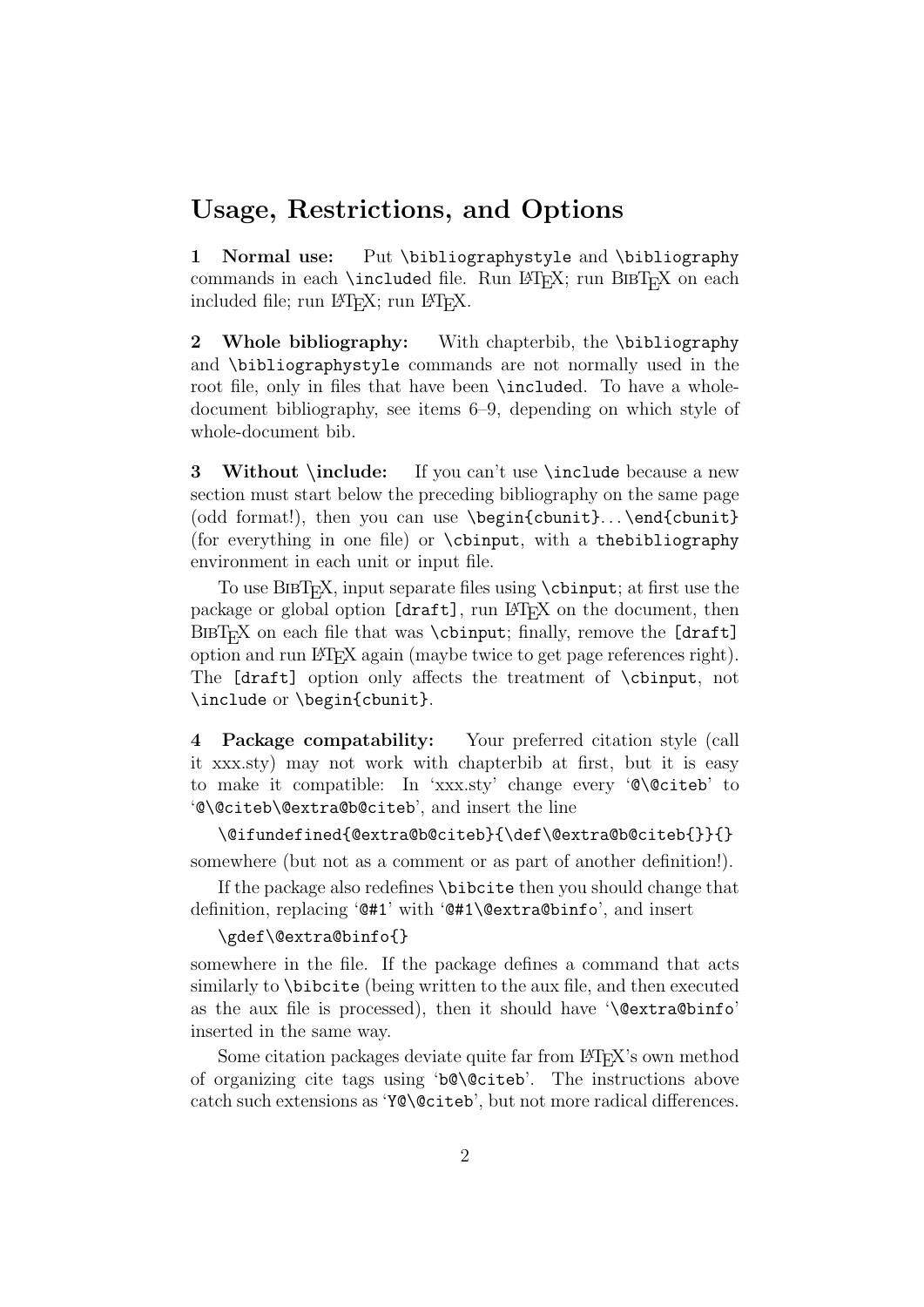## Usage, Restrictions, and Options

**1 Normal use:** Put `\bibliographystyle` and `\bibliography` commands in each `\include`d file. Run LaTeX; run BibTeX on each included file; run LaTeX; run LaTeX.

**2 Whole bibliography:** With chapterbib, the `\bibliography` and `\bibliographystyle` commands are not normally used in the root file, only in files that have been `\include`d. To have a whole-document bibliography, see items 6–9, depending on which style of whole-document bib.

**3 Without \include:** If you can't use `\include` because a new section must start below the preceding bibliography on the same page (odd format!), then you can use `\begin{cbunit}`. . . `\end{cbunit}` (for everything in one file) or `\cbinput`, with a `thebibliography` environment in each unit or input file.

To use BibTeX, input separate files using `\cbinput`; at first use the package or global option `[draft]`, run LaTeX on the document, then BibTeX on each file that was `\cbinput`; finally, remove the `[draft]` option and run LaTeX again (maybe twice to get page references right). The `[draft]` option only affects the treatment of `\cbinput`, not `\include` or `\begin{cbunit}`.

**4 Package compatability:** Your preferred citation style (call it xxx.sty) may not work with chapterbib at first, but it is easy to make it compatible: In 'xxx.sty' change every '`@\@citeb`' to '`@\@citeb\@extra@b@citeb`', and insert the line

```
\@ifundefined{@extra@b@citeb}{\def\@extra@b@citeb{}}{}
```

somewhere (but not as a comment or as part of another definition!).

If the package also redefines `\bibcite` then you should change that definition, replacing '`@#1`' with '`@#1\@extra@binfo`', and insert

```
\gdef\@extra@binfo{}
```

somewhere in the file. If the package defines a command that acts similarly to `\bibcite` (being written to the aux file, and then executed as the aux file is processed), then it should have '`\@extra@binfo`' inserted in the same way.

Some citation packages deviate quite far from LaTeX's own method of organizing cite tags using '`b@\@citeb`'. The instructions above catch such extensions as '`Y@\@citeb`', but not more radical differences.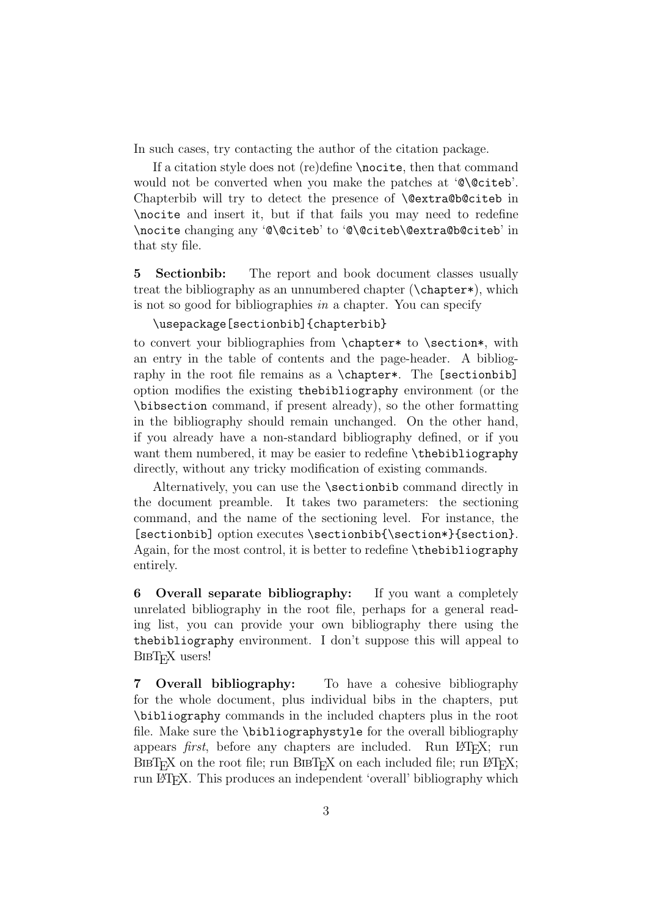In such cases, try contacting the author of the citation package.

If a citation style does not (re)define `\nocite`, then that command would not be converted when you make the patches at '`@\@citeb`'. Chapterbib will try to detect the presence of `\@extra@b@citeb` in `\nocite` and insert it, but if that fails you may need to redefine `\nocite` changing any '`@\@citeb`' to '`@\@citeb\@extra@b@citeb`' in that sty file.

**5 Sectionbib:** The report and book document classes usually treat the bibliography as an unnumbered chapter (`\chapter*`), which is not so good for bibliographies *in* a chapter. You can specify

```
\usepackage[sectionbib]{chapterbib}
```

to convert your bibliographies from `\chapter*` to `\section*`, with an entry in the table of contents and the page-header. A bibliography in the root file remains as a `\chapter*`. The `[sectionbib]` option modifies the existing `thebibliography` environment (or the `\bibsection` command, if present already), so the other formatting in the bibliography should remain unchanged. On the other hand, if you already have a non-standard bibliography defined, or if you want them numbered, it may be easier to redefine `\thebibliography` directly, without any tricky modification of existing commands.

Alternatively, you can use the `\sectionbib` command directly in the document preamble. It takes two parameters: the sectioning command, and the name of the sectioning level. For instance, the `[sectionbib]` option executes `\sectionbib{\section*}{section}`. Again, for the most control, it is better to redefine `\thebibliography` entirely.

**6 Overall separate bibliography:** If you want a completely unrelated bibliography in the root file, perhaps for a general reading list, you can provide your own bibliography there using the `thebibliography` environment. I don't suppose this will appeal to BibTeX users!

**7 Overall bibliography:** To have a cohesive bibliography for the whole document, plus individual bibs in the chapters, put `\bibliography` commands in the included chapters plus in the root file. Make sure the `\bibliographystyle` for the overall bibliography appears *first*, before any chapters are included. Run LaTeX; run BibTeX on the root file; run BibTeX on each included file; run LaTeX; run LaTeX. This produces an independent 'overall' bibliography which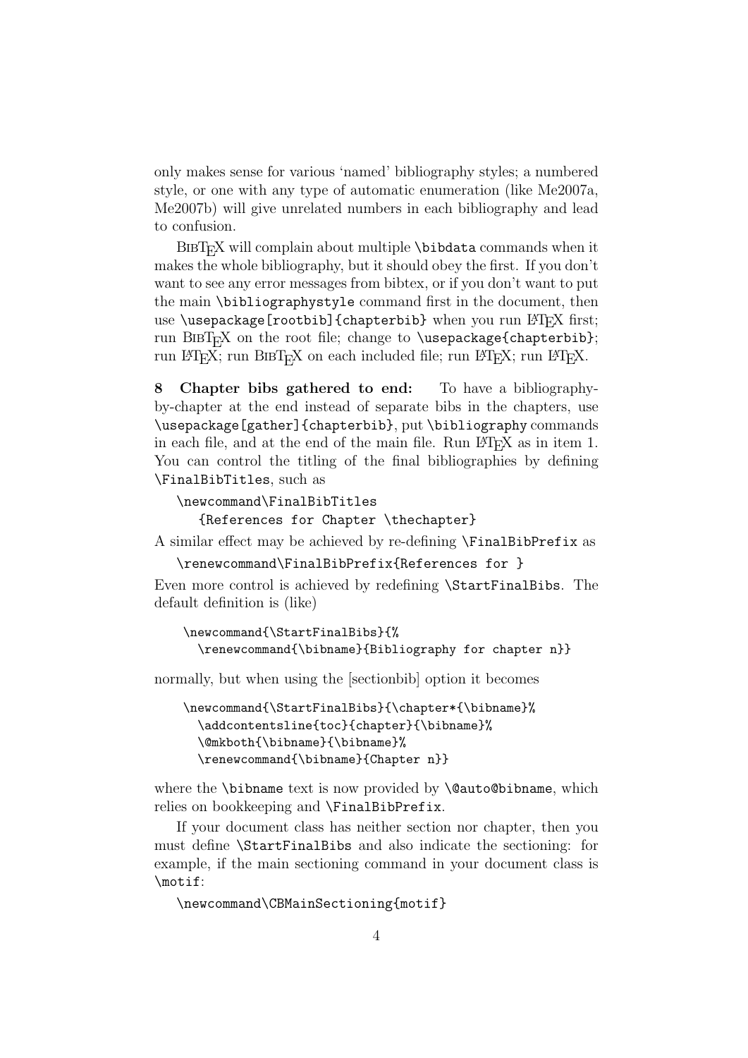only makes sense for various 'named' bibliography styles; a numbered style, or one with any type of automatic enumeration (like Me2007a, Me2007b) will give unrelated numbers in each bibliography and lead to confusion.

BibTeX will complain about multiple `\bibdata` commands when it makes the whole bibliography, but it should obey the first. If you don't want to see any error messages from bibtex, or if you don't want to put the main `\bibliographystyle` command first in the document, then use `\usepackage[rootbib]{chapterbib}` when you run LaTeX first; run BibTeX on the root file; change to `\usepackage{chapterbib}`; run LaTeX; run BibTeX on each included file; run LaTeX; run LaTeX.

**8 Chapter bibs gathered to end:** To have a bibliography-by-chapter at the end instead of separate bibs in the chapters, use `\usepackage[gather]{chapterbib}`, put `\bibliography` commands in each file, and at the end of the main file. Run LaTeX as in item 1. You can control the titling of the final bibliographies by defining `\FinalBibTitles`, such as

```
\newcommand\FinalBibTitles
   {References for Chapter \thechapter}
```

A similar effect may be achieved by re-defining `\FinalBibPrefix` as

```
\renewcommand\FinalBibPrefix{References for }
```

Even more control is achieved by redefining `\StartFinalBibs`. The default definition is (like)

```
\newcommand{\StartFinalBibs}{%
  \renewcommand{\bibname}{Bibliography for chapter n}}
```

normally, but when using the [sectionbib] option it becomes

```
\newcommand{\StartFinalBibs}{\chapter*{\bibname}%
  \addcontentsline{toc}{chapter}{\bibname}%
  \@mkboth{\bibname}{\bibname}%
  \renewcommand{\bibname}{Chapter n}}
```

where the `\bibname` text is now provided by `\@auto@bibname`, which relies on bookkeeping and `\FinalBibPrefix`.

If your document class has neither section nor chapter, then you must define `\StartFinalBibs` and also indicate the sectioning: for example, if the main sectioning command in your document class is `\motif`:

```
\newcommand\CBMainSectioning{motif}
```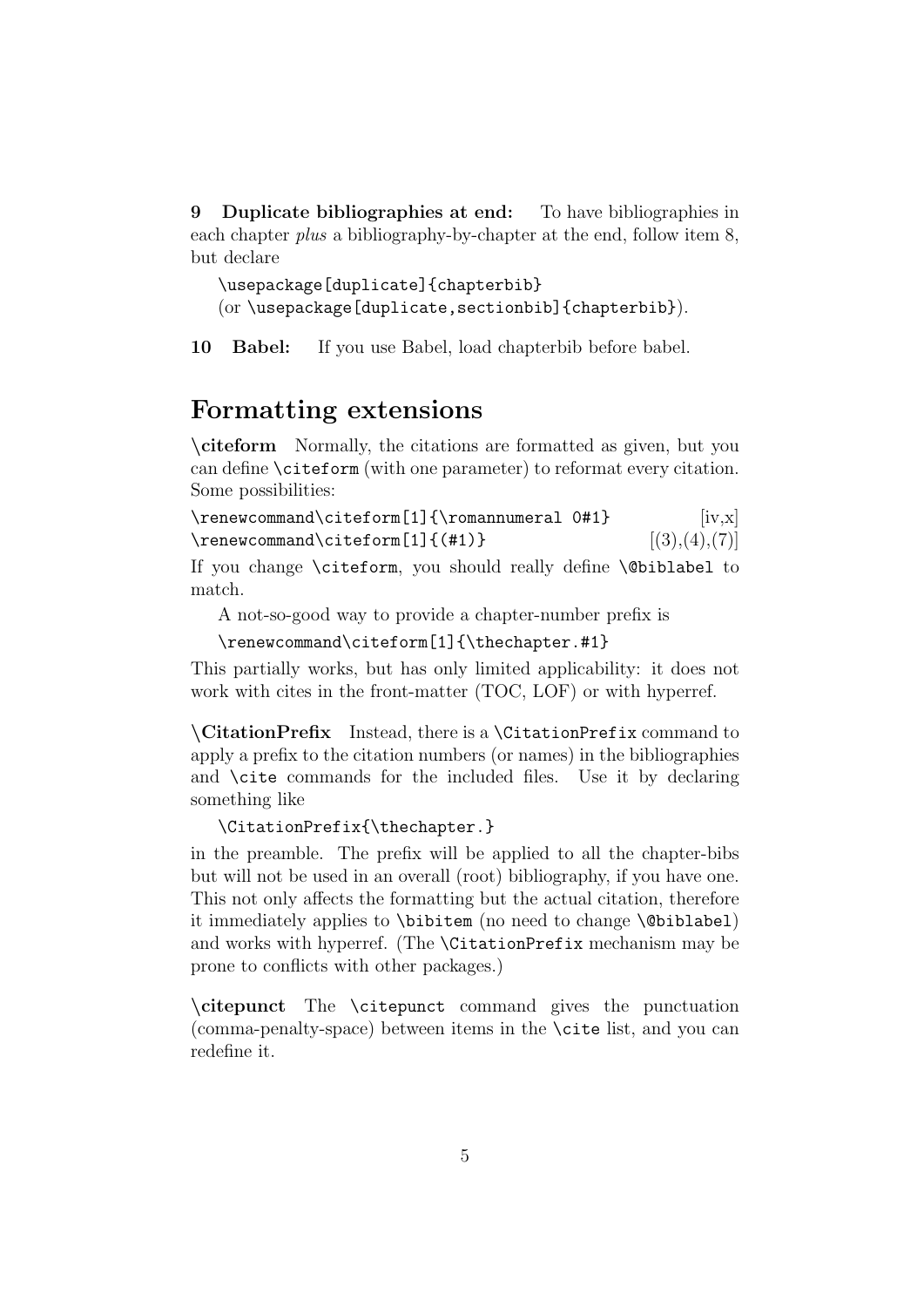**9 Duplicate bibliographies at end:** To have bibliographies in each chapter *plus* a bibliography-by-chapter at the end, follow item 8, but declare

`\usepackage[duplicate]{chapterbib}`
(or `\usepackage[duplicate,sectionbib]{chapterbib}`).

**10 Babel:** If you use Babel, load chapterbib before babel.

## Formatting extensions

**\citeform** Normally, the citations are formatted as given, but you can define `\citeform` (with one parameter) to reformat every citation. Some possibilities:

`\renewcommand\citeform[1]{\romannumeral 0#1}` [iv,x]
`\renewcommand\citeform[1]{(#1)}` [(3),(4),(7)]

If you change `\citeform`, you should really define `\@biblabel` to match.

A not-so-good way to provide a chapter-number prefix is

```
\renewcommand\citeform[1]{\thechapter.#1}
```

This partially works, but has only limited applicability: it does not work with cites in the front-matter (TOC, LOF) or with hyperref.

**\CitationPrefix** Instead, there is a `\CitationPrefix` command to apply a prefix to the citation numbers (or names) in the bibliographies and `\cite` commands for the included files. Use it by declaring something like

```
\CitationPrefix{\thechapter.}
```

in the preamble. The prefix will be applied to all the chapter-bibs but will not be used in an overall (root) bibliography, if you have one. This not only affects the formatting but the actual citation, therefore it immediately applies to `\bibitem` (no need to change `\@biblabel`) and works with hyperref. (The `\CitationPrefix` mechanism may be prone to conflicts with other packages.)

**\citepunct** The `\citepunct` command gives the punctuation (comma-penalty-space) between items in the `\cite` list, and you can redefine it.